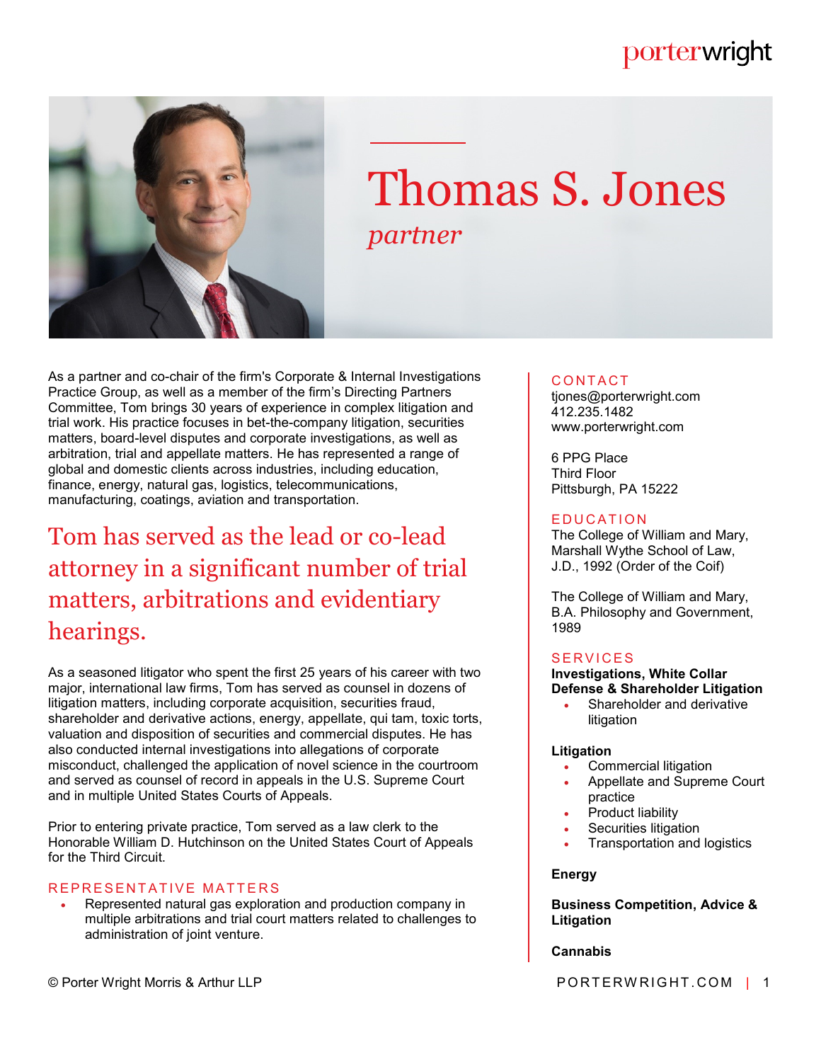# Thomas S. Jones

*partner*

As a partner and co-chair of the firm's Corporate & Internal Investigations Practice Group, as well as a member of the firm's Directing Partners Committee, Tom brings 30 years of experience in complex litigation and trial work. His practice focuses in bet-the-company litigation, securities matters, board-level disputes and corporate investigations, as well as arbitration, trial and appellate matters. He has represented a range of global and domestic clients across industries, including education, finance, energy, natural gas, logistics, telecommunications, manufacturing, coatings, aviation and transportation.

> Tom has served as the lead or co-lead attorney in a significant number of trial matters, arbitrations and evidentiary hearings.

As a seasoned litigator who spent the first 25 years of his career with two major, international law firms, Tom has served as counsel in dozens of litigation matters, including corporate acquisition, securities fraud, shareholder and derivative actions, energy, appellate, qui tam, toxic torts, valuation and disposition of securities and commercial disputes. He has also conducted internal investigations into allegations of corporate misconduct, challenged the application of novel science in the courtroom and served as counsel of record in appeals in the U.S. Supreme Court and in multiple United States Courts of Appeals.

Prior to entering private practice, Tom served as a law clerk to the Honorable William D. Hutchinson on the United States Court of Appeals for the Third Circuit.

## REPRESENTATIVE MATTERS

- Represented natural gas exploration and production company in multiple arbitrations and trial court matters related to challenges to administration of joint venture.

## CONTACT

tjones@porterwright.com
412.235.1482
www.porterwright.com

6 PPG Place
Third Floor
Pittsburgh, PA 15222

## EDUCATION

The College of William and Mary, Marshall Wythe School of Law, J.D., 1992 (Order of the Coif)

The College of William and Mary, B.A. Philosophy and Government, 1989

## SERVICES

**Investigations, White Collar Defense & Shareholder Litigation**

- Shareholder and derivative litigation

**Litigation**

- Commercial litigation
- Appellate and Supreme Court practice
- Product liability
- Securities litigation
- Transportation and logistics

**Energy**

**Business Competition, Advice & Litigation**

**Cannabis**

© Porter Wright Morris & Arthur LLP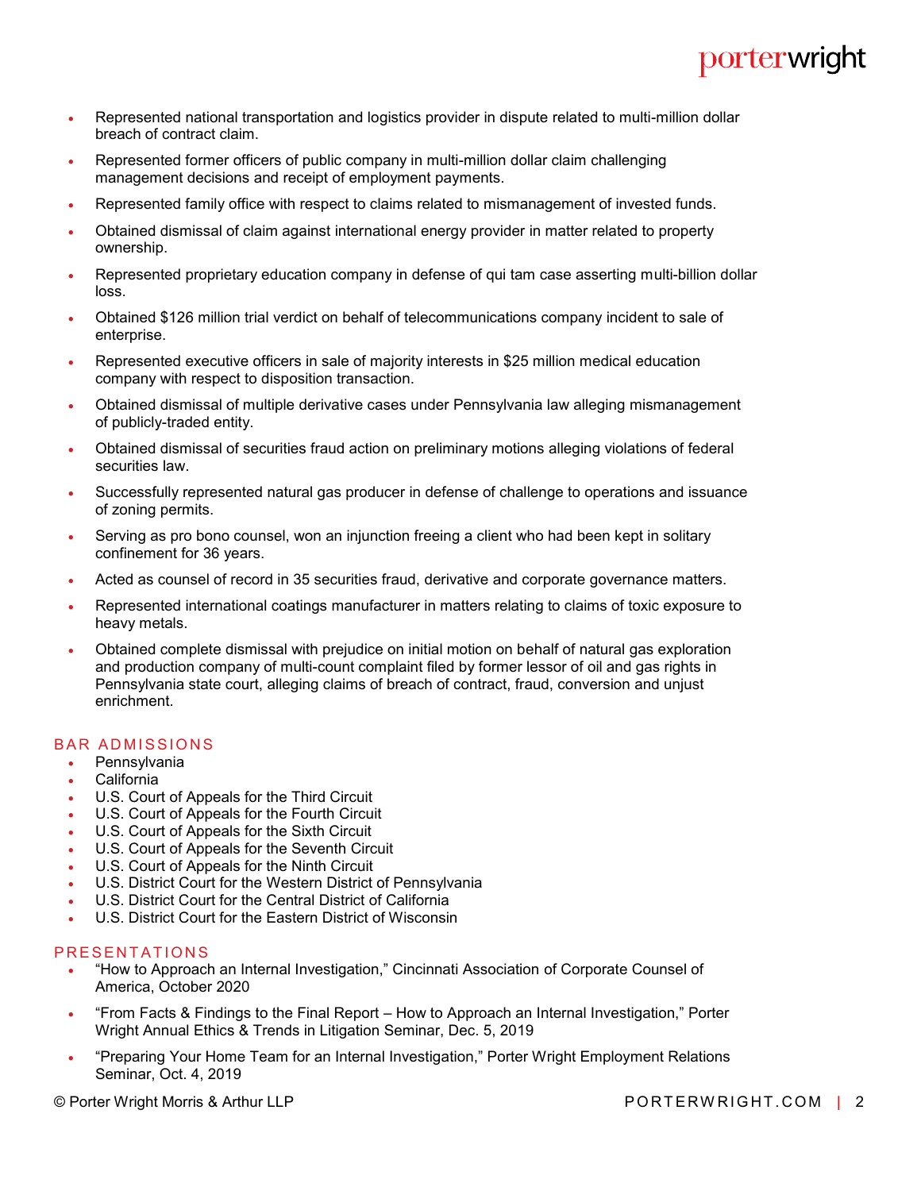- Represented national transportation and logistics provider in dispute related to multi-million dollar breach of contract claim.
- Represented former officers of public company in multi-million dollar claim challenging management decisions and receipt of employment payments.
- Represented family office with respect to claims related to mismanagement of invested funds.
- Obtained dismissal of claim against international energy provider in matter related to property ownership.
- Represented proprietary education company in defense of qui tam case asserting multi-billion dollar loss.
- Obtained $126 million trial verdict on behalf of telecommunications company incident to sale of enterprise.
- Represented executive officers in sale of majority interests in $25 million medical education company with respect to disposition transaction.
- Obtained dismissal of multiple derivative cases under Pennsylvania law alleging mismanagement of publicly-traded entity.
- Obtained dismissal of securities fraud action on preliminary motions alleging violations of federal securities law.
- Successfully represented natural gas producer in defense of challenge to operations and issuance of zoning permits.
- Serving as pro bono counsel, won an injunction freeing a client who had been kept in solitary confinement for 36 years.
- Acted as counsel of record in 35 securities fraud, derivative and corporate governance matters.
- Represented international coatings manufacturer in matters relating to claims of toxic exposure to heavy metals.
- Obtained complete dismissal with prejudice on initial motion on behalf of natural gas exploration and production company of multi-count complaint filed by former lessor of oil and gas rights in Pennsylvania state court, alleging claims of breach of contract, fraud, conversion and unjust enrichment.

## BAR ADMISSIONS

- Pennsylvania
- California
- U.S. Court of Appeals for the Third Circuit
- U.S. Court of Appeals for the Fourth Circuit
- U.S. Court of Appeals for the Sixth Circuit
- U.S. Court of Appeals for the Seventh Circuit
- U.S. Court of Appeals for the Ninth Circuit
- U.S. District Court for the Western District of Pennsylvania
- U.S. District Court for the Central District of California
- U.S. District Court for the Eastern District of Wisconsin

## PRESENTATIONS

- "How to Approach an Internal Investigation," Cincinnati Association of Corporate Counsel of America, October 2020
- "From Facts & Findings to the Final Report – How to Approach an Internal Investigation," Porter Wright Annual Ethics & Trends in Litigation Seminar, Dec. 5, 2019
- "Preparing Your Home Team for an Internal Investigation," Porter Wright Employment Relations Seminar, Oct. 4, 2019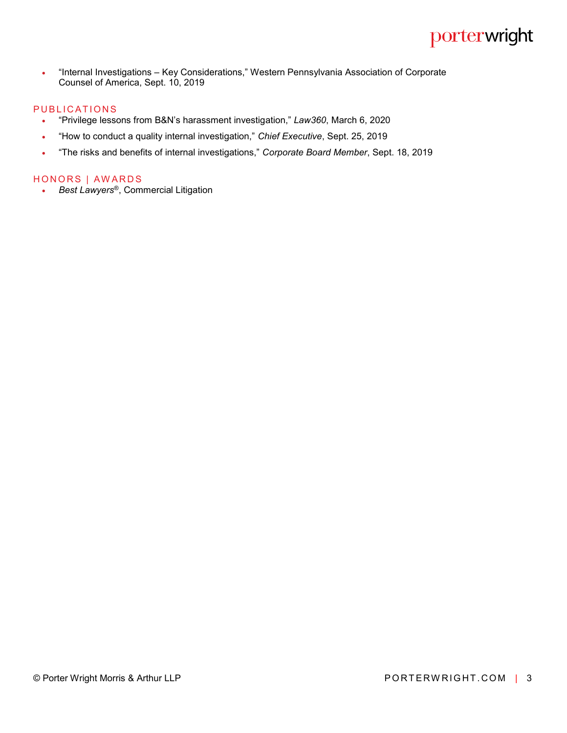- "Internal Investigations – Key Considerations," Western Pennsylvania Association of Corporate Counsel of America, Sept. 10, 2019

## PUBLICATIONS

- "Privilege lessons from B&N's harassment investigation," *Law360*, March 6, 2020
- "How to conduct a quality internal investigation," *Chief Executive*, Sept. 25, 2019
- "The risks and benefits of internal investigations," *Corporate Board Member*, Sept. 18, 2019

## HONORS | AWARDS

- *Best Lawyers®*, Commercial Litigation